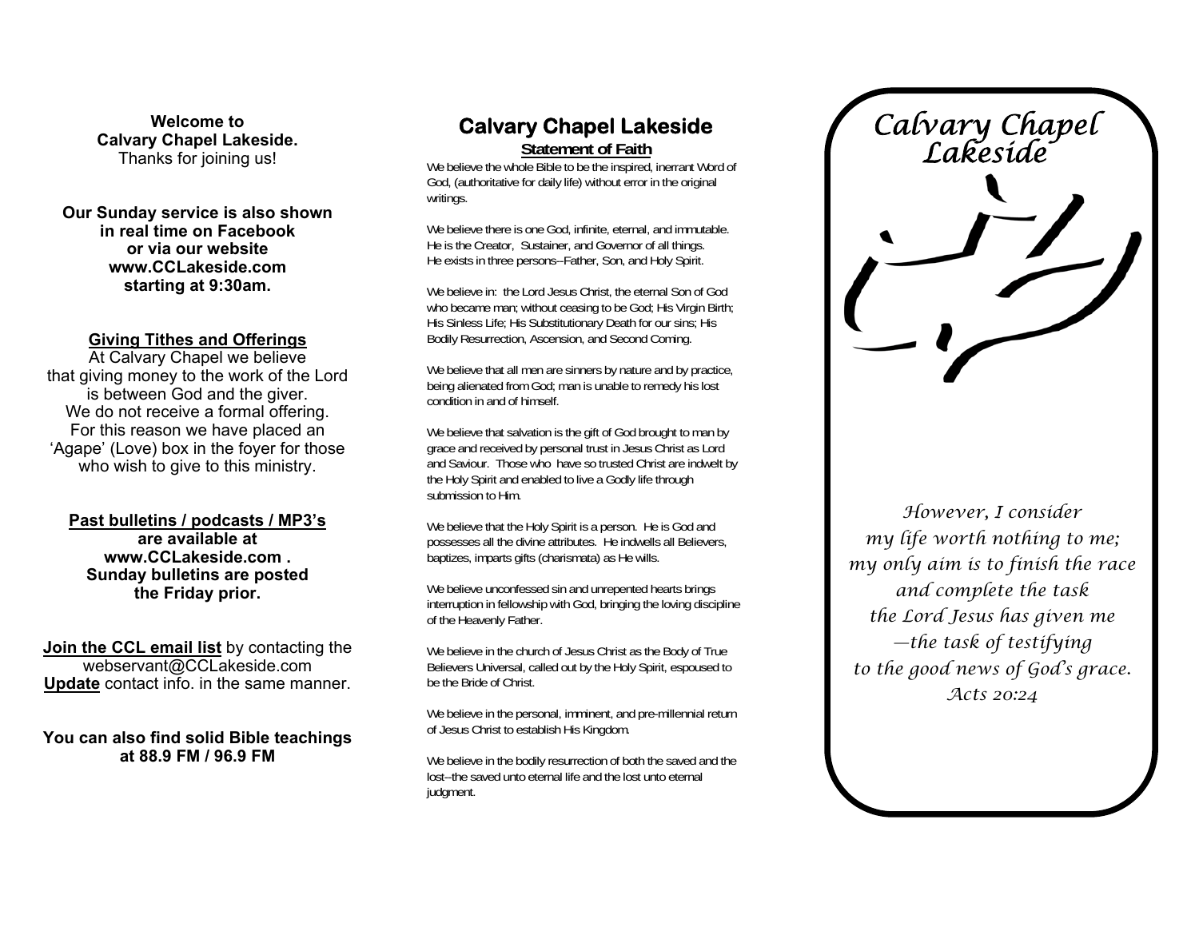**Welcome to**
**Calvary Chapel Lakeside.**
Thanks for joining us!

**Our Sunday service is also shown in real time on Facebook or via our website www.CCLakeside.com starting at 9:30am.**

**Giving Tithes and Offerings**

At Calvary Chapel we believe that giving money to the work of the Lord is between God and the giver. We do not receive a formal offering. For this reason we have placed an 'Agape' (Love) box in the foyer for those who wish to give to this ministry.

**Past bulletins / podcasts / MP3's are available at www.CCLakeside.com . Sunday bulletins are posted the Friday prior.**

**Join the CCL email list** by contacting the webservant@CCLakeside.com
**Update** contact info. in the same manner.

**You can also find solid Bible teachings at 88.9 FM / 96.9 FM**

# Calvary Chapel Lakeside

## Statement of Faith

We believe the whole Bible to be the inspired, inerrant Word of God, (authoritative for daily life) without error in the original writings.

We believe there is one God, infinite, eternal, and immutable. He is the Creator, Sustainer, and Governor of all things. He exists in three persons--Father, Son, and Holy Spirit.

We believe in: the Lord Jesus Christ, the eternal Son of God who became man; without ceasing to be God; His Virgin Birth; His Sinless Life; His Substitutionary Death for our sins; His Bodily Resurrection, Ascension, and Second Coming.

We believe that all men are sinners by nature and by practice, being alienated from God; man is unable to remedy his lost condition in and of himself.

We believe that salvation is the gift of God brought to man by grace and received by personal trust in Jesus Christ as Lord and Saviour. Those who have so trusted Christ are indwelt by the Holy Spirit and enabled to live a Godly life through submission to Him.

We believe that the Holy Spirit is a person. He is God and possesses all the divine attributes. He indwells all Believers, baptizes, imparts gifts (charismata) as He wills.

We believe unconfessed sin and unrepented hearts brings interruption in fellowship with God, bringing the loving discipline of the Heavenly Father.

We believe in the church of Jesus Christ as the Body of True Believers Universal, called out by the Holy Spirit, espoused to be the Bride of Christ.

We believe in the personal, imminent, and pre-millennial return of Jesus Christ to establish His Kingdom.

We believe in the bodily resurrection of both the saved and the lost--the saved unto eternal life and the lost unto eternal judgment.

*Calvary Chapel Lakeside*

*However, I consider*
*my life worth nothing to me;*
*my only aim is to finish the race*
*and complete the task*
*the Lord Jesus has given me*
*—the task of testifying*
*to the good news of God's grace.*
*Acts 20:24*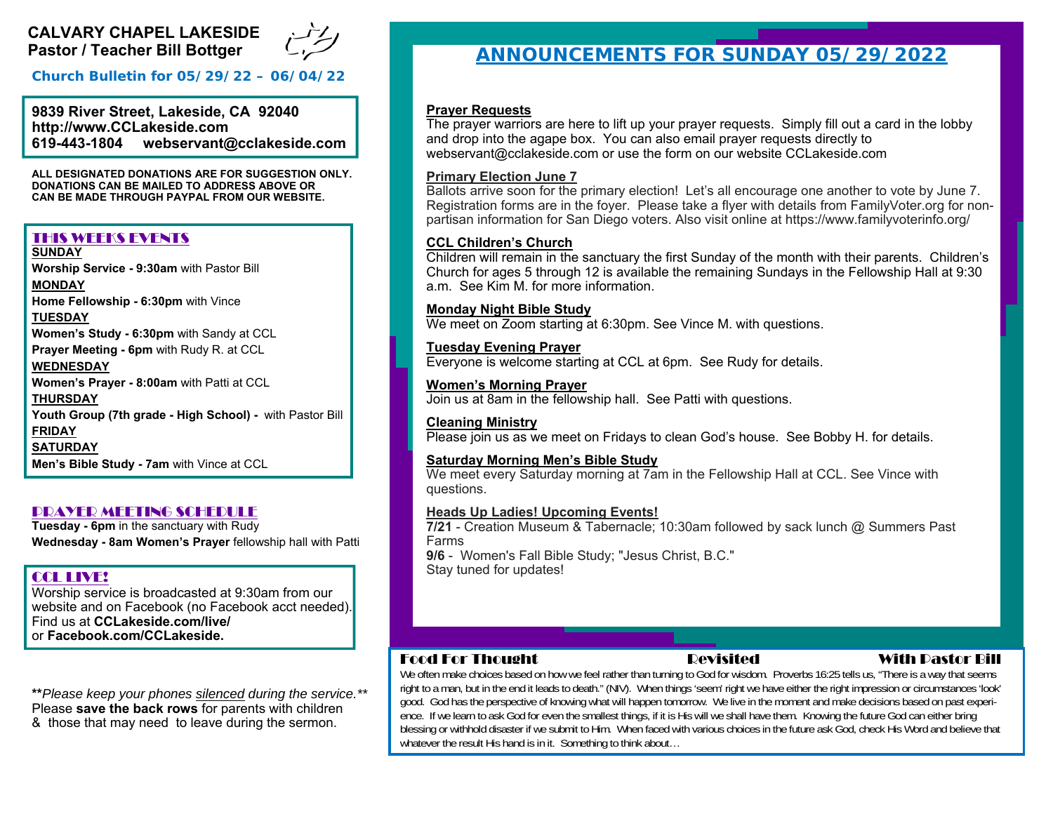**CALVARY CHAPEL LAKESIDE**
**Pastor / Teacher Bill Bottger**

**Church Bulletin for 05/29/22 – 06/04/22**

**9839 River Street, Lakeside, CA 92040**
**http://www.CCLakeside.com**
**619-443-1804 webservant@cclakeside.com**

**ALL DESIGNATED DONATIONS ARE FOR SUGGESTION ONLY. DONATIONS CAN BE MAILED TO ADDRESS ABOVE OR CAN BE MADE THROUGH PAYPAL FROM OUR WEBSITE.**

## THIS WEEKS EVENTS

**SUNDAY**
**Worship Service - 9:30am** with Pastor Bill

**MONDAY**
**Home Fellowship - 6:30pm** with Vince

**TUESDAY**
**Women's Study - 6:30pm** with Sandy at CCL
**Prayer Meeting - 6pm** with Rudy R. at CCL

**WEDNESDAY**
**Women's Prayer - 8:00am** with Patti at CCL

**THURSDAY**
**Youth Group (7th grade - High School) -** with Pastor Bill

**FRIDAY**

**SATURDAY**
**Men's Bible Study - 7am** with Vince at CCL

## PRAYER MEETING SCHEDULE

**Tuesday - 6pm** in the sanctuary with Rudy
**Wednesday - 8am Women's Prayer** fellowship hall with Patti

## CCL LIVE!

Worship service is broadcasted at 9:30am from our website and on Facebook (no Facebook acct needed). Find us at **CCLakeside.com/live/** or **Facebook.com/CCLakeside.**

***Please keep your phones silenced during the service.***
Please **save the back rows** for parents with children & those that may need to leave during the sermon.

# ANNOUNCEMENTS FOR SUNDAY 05/29/2022

**Prayer Requests**
The prayer warriors are here to lift up your prayer requests. Simply fill out a card in the lobby and drop into the agape box. You can also email prayer requests directly to webservant@cclakeside.com or use the form on our website CCLakeside.com

**Primary Election June 7**
Ballots arrive soon for the primary election! Let's all encourage one another to vote by June 7. Registration forms are in the foyer. Please take a flyer with details from FamilyVoter.org for non-partisan information for San Diego voters. Also visit online at https://www.familyvoterinfo.org/

**CCL Children's Church**
Children will remain in the sanctuary the first Sunday of the month with their parents. Children's Church for ages 5 through 12 is available the remaining Sundays in the Fellowship Hall at 9:30 a.m. See Kim M. for more information.

**Monday Night Bible Study**
We meet on Zoom starting at 6:30pm. See Vince M. with questions.

**Tuesday Evening Prayer**
Everyone is welcome starting at CCL at 6pm. See Rudy for details.

**Women's Morning Prayer**
Join us at 8am in the fellowship hall. See Patti with questions.

**Cleaning Ministry**
Please join us as we meet on Fridays to clean God's house. See Bobby H. for details.

**Saturday Morning Men's Bible Study**
We meet every Saturday morning at 7am in the Fellowship Hall at CCL. See Vince with questions.

**Heads Up Ladies! Upcoming Events!**
**7/21** - Creation Museum & Tabernacle; 10:30am followed by sack lunch @ Summers Past Farms
**9/6** - Women's Fall Bible Study; "Jesus Christ, B.C."
Stay tuned for updates!

## Food For Thought Revisited With Pastor Bill

We often make choices based on how we feel rather than turning to God for wisdom. Proverbs 16:25 tells us, "There is a way that seems right to a man, but in the end it leads to death." (NIV). When things 'seem' right we have either the right impression or circumstances 'look' good. God has the perspective of knowing what will happen tomorrow. We live in the moment and make decisions based on past experience. If we learn to ask God for even the smallest things, if it is His will we shall have them. Knowing the future God can either bring blessing or withhold disaster if we submit to Him. When faced with various choices in the future ask God, check His Word and believe that whatever the result His hand is in it. Something to think about…